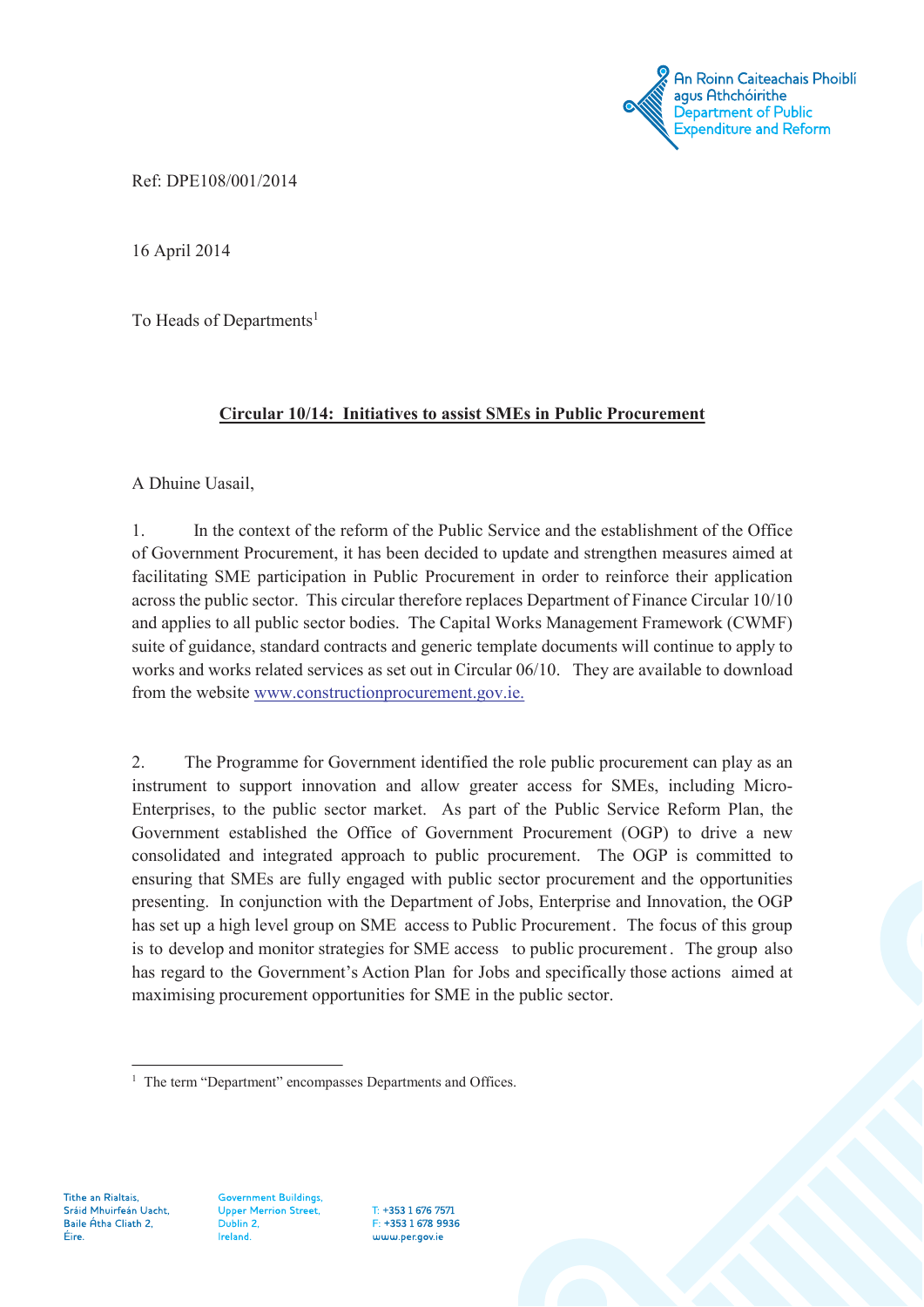An Roinn Caiteachais Phoiblí agus Athchóirithe
Department of Public Expenditure and Reform

Ref: DPE108/001/2014

16 April 2014

To Heads of Departments[1]

**Circular 10/14: Initiatives to assist SMEs in Public Procurement**

A Dhuine Uasail,

1. In the context of the reform of the Public Service and the establishment of the Office of Government Procurement, it has been decided to update and strengthen measures aimed at facilitating SME participation in Public Procurement in order to reinforce their application across the public sector. This circular therefore replaces Department of Finance Circular 10/10 and applies to all public sector bodies. The Capital Works Management Framework (CWMF) suite of guidance, standard contracts and generic template documents will continue to apply to works and works related services as set out in Circular 06/10. They are available to download from the website www.constructionprocurement.gov.ie.

2. The Programme for Government identified the role public procurement can play as an instrument to support innovation and allow greater access for SMEs, including Micro-Enterprises, to the public sector market. As part of the Public Service Reform Plan, the Government established the Office of Government Procurement (OGP) to drive a new consolidated and integrated approach to public procurement. The OGP is committed to ensuring that SMEs are fully engaged with public sector procurement and the opportunities presenting. In conjunction with the Department of Jobs, Enterprise and Innovation, the OGP has set up a high level group on SME access to Public Procurement. The focus of this group is to develop and monitor strategies for SME access to public procurement. The group also has regard to the Government's Action Plan for Jobs and specifically those actions aimed at maximising procurement opportunities for SME in the public sector.

[1] The term "Department" encompasses Departments and Offices.

Tithe an Rialtais, Sráid Mhuirfeán Uacht, Baile Átha Cliath 2, Éire.
Government Buildings, Upper Merrion Street, Dublin 2, Ireland.
T: +353 1 676 7571
F: +353 1 678 9936
www.per.gov.ie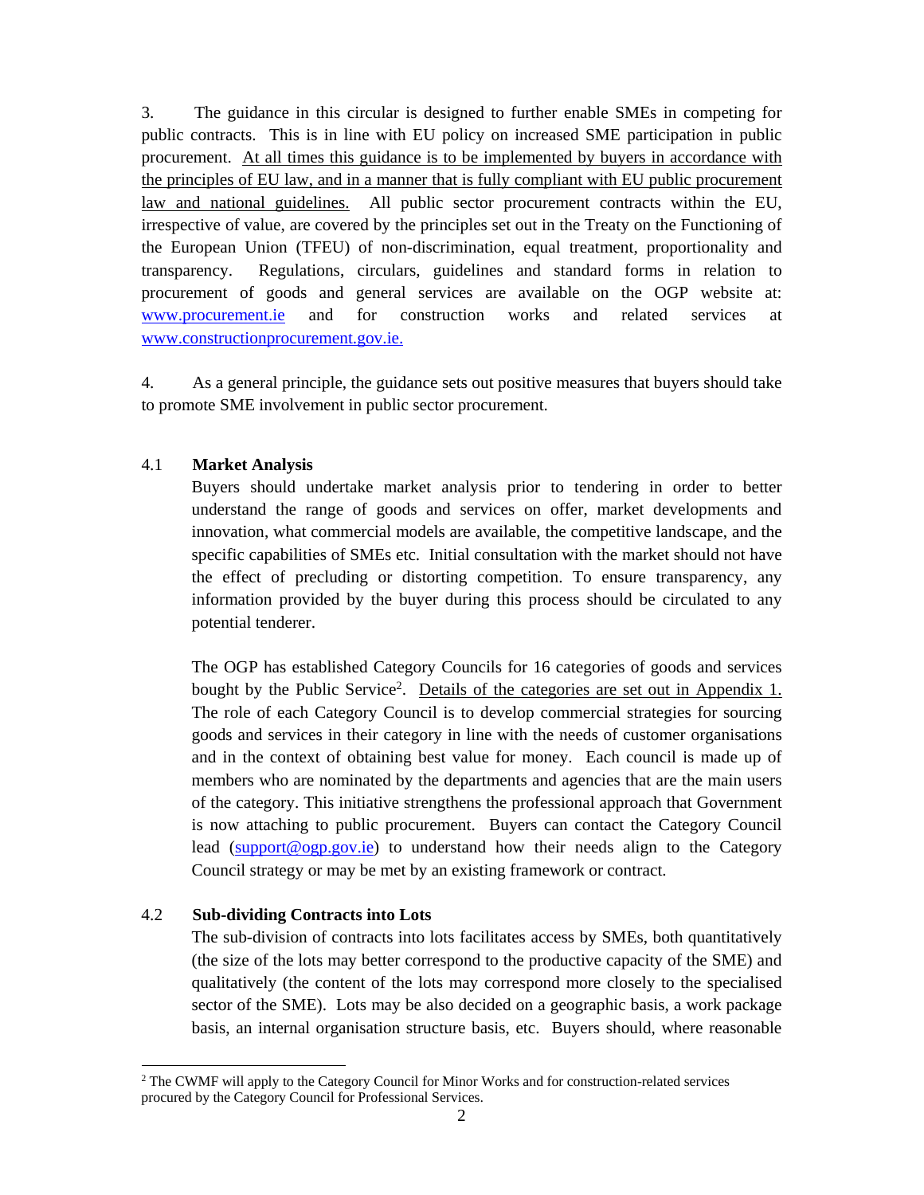3. The guidance in this circular is designed to further enable SMEs in competing for public contracts. This is in line with EU policy on increased SME participation in public procurement. <u>At all times this guidance is to be implemented by buyers in accordance with the principles of EU law, and in a manner that is fully compliant with EU public procurement law and national guidelines.</u> All public sector procurement contracts within the EU, irrespective of value, are covered by the principles set out in the Treaty on the Functioning of the European Union (TFEU) of non-discrimination, equal treatment, proportionality and transparency. Regulations, circulars, guidelines and standard forms in relation to procurement of goods and general services are available on the OGP website at: [www.procurement.ie](http://www.procurement.ie) and for construction works and related services at [www.constructionprocurement.gov.ie.](http://www.constructionprocurement.gov.ie)

4. As a general principle, the guidance sets out positive measures that buyers should take to promote SME involvement in public sector procurement.

### 4.1 Market Analysis

Buyers should undertake market analysis prior to tendering in order to better understand the range of goods and services on offer, market developments and innovation, what commercial models are available, the competitive landscape, and the specific capabilities of SMEs etc. Initial consultation with the market should not have the effect of precluding or distorting competition. To ensure transparency, any information provided by the buyer during this process should be circulated to any potential tenderer.

The OGP has established Category Councils for 16 categories of goods and services bought by the Public Service[2]. <u>Details of the categories are set out in Appendix 1.</u> The role of each Category Council is to develop commercial strategies for sourcing goods and services in their category in line with the needs of customer organisations and in the context of obtaining best value for money. Each council is made up of members who are nominated by the departments and agencies that are the main users of the category. This initiative strengthens the professional approach that Government is now attaching to public procurement. Buyers can contact the Category Council lead ([support@ogp.gov.ie](mailto:support@ogp.gov.ie)) to understand how their needs align to the Category Council strategy or may be met by an existing framework or contract.

### 4.2 Sub-dividing Contracts into Lots

The sub-division of contracts into lots facilitates access by SMEs, both quantitatively (the size of the lots may better correspond to the productive capacity of the SME) and qualitatively (the content of the lots may correspond more closely to the specialised sector of the SME). Lots may be also decided on a geographic basis, a work package basis, an internal organisation structure basis, etc. Buyers should, where reasonable

---

[2] The CWMF will apply to the Category Council for Minor Works and for construction-related services procured by the Category Council for Professional Services.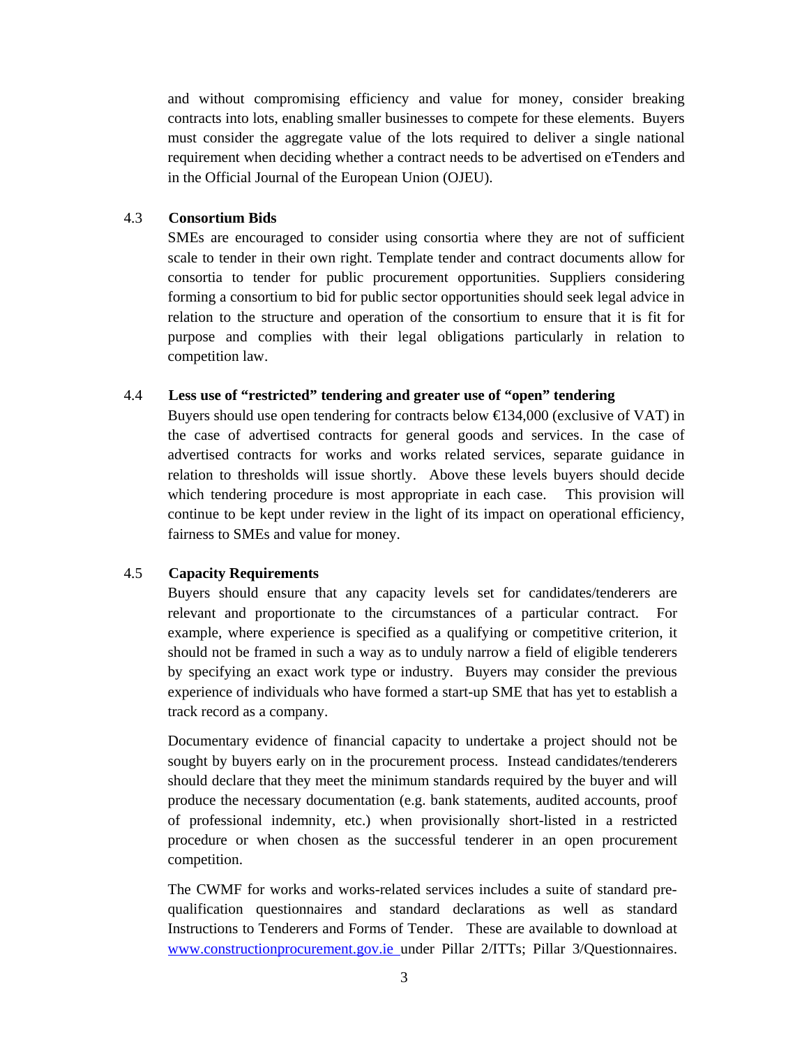and without compromising efficiency and value for money, consider breaking contracts into lots, enabling smaller businesses to compete for these elements. Buyers must consider the aggregate value of the lots required to deliver a single national requirement when deciding whether a contract needs to be advertised on eTenders and in the Official Journal of the European Union (OJEU).

### 4.3 Consortium Bids

SMEs are encouraged to consider using consortia where they are not of sufficient scale to tender in their own right. Template tender and contract documents allow for consortia to tender for public procurement opportunities. Suppliers considering forming a consortium to bid for public sector opportunities should seek legal advice in relation to the structure and operation of the consortium to ensure that it is fit for purpose and complies with their legal obligations particularly in relation to competition law.

### 4.4 Less use of "restricted" tendering and greater use of "open" tendering

Buyers should use open tendering for contracts below €134,000 (exclusive of VAT) in the case of advertised contracts for general goods and services. In the case of advertised contracts for works and works related services, separate guidance in relation to thresholds will issue shortly. Above these levels buyers should decide which tendering procedure is most appropriate in each case. This provision will continue to be kept under review in the light of its impact on operational efficiency, fairness to SMEs and value for money.

### 4.5 Capacity Requirements

Buyers should ensure that any capacity levels set for candidates/tenderers are relevant and proportionate to the circumstances of a particular contract. For example, where experience is specified as a qualifying or competitive criterion, it should not be framed in such a way as to unduly narrow a field of eligible tenderers by specifying an exact work type or industry. Buyers may consider the previous experience of individuals who have formed a start-up SME that has yet to establish a track record as a company.

Documentary evidence of financial capacity to undertake a project should not be sought by buyers early on in the procurement process. Instead candidates/tenderers should declare that they meet the minimum standards required by the buyer and will produce the necessary documentation (e.g. bank statements, audited accounts, proof of professional indemnity, etc.) when provisionally short-listed in a restricted procedure or when chosen as the successful tenderer in an open procurement competition.

The CWMF for works and works-related services includes a suite of standard pre-qualification questionnaires and standard declarations as well as standard Instructions to Tenderers and Forms of Tender. These are available to download at [www.constructionprocurement.gov.ie](http://www.constructionprocurement.gov.ie) under Pillar 2/ITTs; Pillar 3/Questionnaires.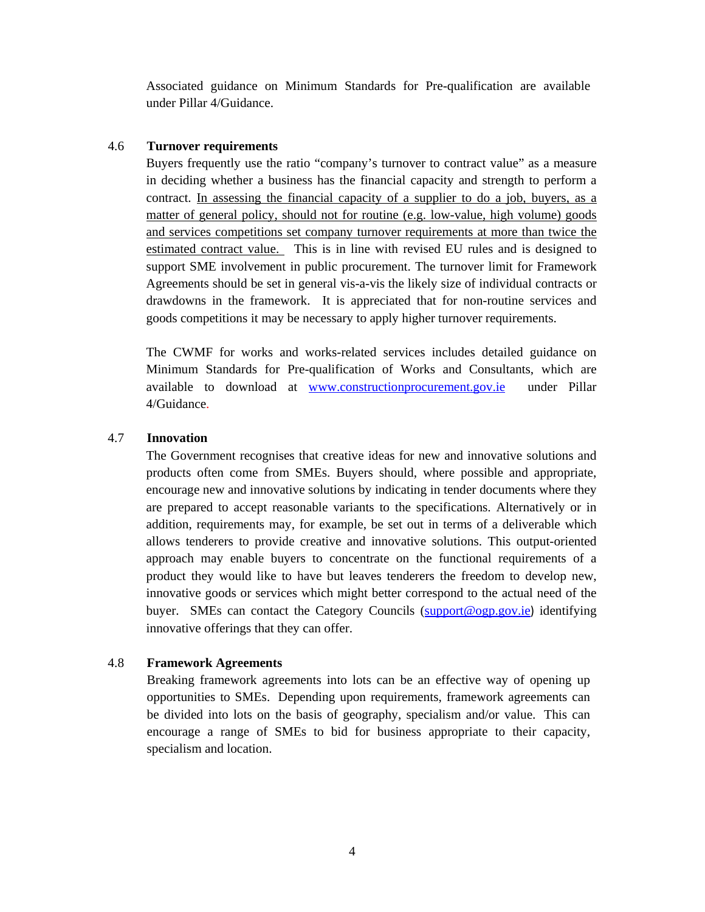Associated guidance on Minimum Standards for Pre-qualification are available under Pillar 4/Guidance.

### 4.6 Turnover requirements

Buyers frequently use the ratio "company's turnover to contract value" as a measure in deciding whether a business has the financial capacity and strength to perform a contract. <u>In assessing the financial capacity of a supplier to do a job, buyers, as a matter of general policy, should not for routine (e.g. low-value, high volume) goods and services competitions set company turnover requirements at more than twice the estimated contract value.</u> This is in line with revised EU rules and is designed to support SME involvement in public procurement. The turnover limit for Framework Agreements should be set in general vis-a-vis the likely size of individual contracts or drawdowns in the framework. It is appreciated that for non-routine services and goods competitions it may be necessary to apply higher turnover requirements.

The CWMF for works and works-related services includes detailed guidance on Minimum Standards for Pre-qualification of Works and Consultants, which are available to download at [www.constructionprocurement.gov.ie](http://www.constructionprocurement.gov.ie) under Pillar 4/Guidance.

### 4.7 Innovation

The Government recognises that creative ideas for new and innovative solutions and products often come from SMEs. Buyers should, where possible and appropriate, encourage new and innovative solutions by indicating in tender documents where they are prepared to accept reasonable variants to the specifications. Alternatively or in addition, requirements may, for example, be set out in terms of a deliverable which allows tenderers to provide creative and innovative solutions. This output-oriented approach may enable buyers to concentrate on the functional requirements of a product they would like to have but leaves tenderers the freedom to develop new, innovative goods or services which might better correspond to the actual need of the buyer. SMEs can contact the Category Councils ([support@ogp.gov.ie](mailto:support@ogp.gov.ie)) identifying innovative offerings that they can offer.

### 4.8 Framework Agreements

Breaking framework agreements into lots can be an effective way of opening up opportunities to SMEs. Depending upon requirements, framework agreements can be divided into lots on the basis of geography, specialism and/or value. This can encourage a range of SMEs to bid for business appropriate to their capacity, specialism and location.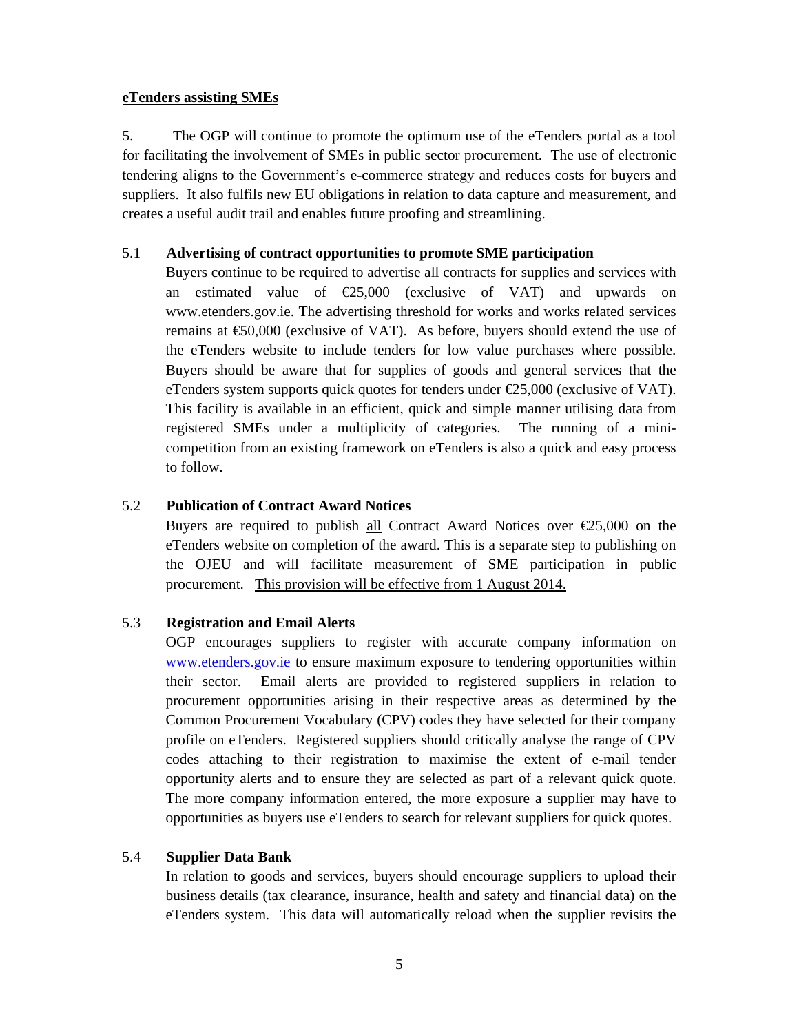**<u>eTenders assisting SMEs</u>**

5. The OGP will continue to promote the optimum use of the eTenders portal as a tool for facilitating the involvement of SMEs in public sector procurement. The use of electronic tendering aligns to the Government's e-commerce strategy and reduces costs for buyers and suppliers. It also fulfils new EU obligations in relation to data capture and measurement, and creates a useful audit trail and enables future proofing and streamlining.

5.1 **Advertising of contract opportunities to promote SME participation**

Buyers continue to be required to advertise all contracts for supplies and services with an estimated value of €25,000 (exclusive of VAT) and upwards on www.etenders.gov.ie. The advertising threshold for works and works related services remains at €50,000 (exclusive of VAT). As before, buyers should extend the use of the eTenders website to include tenders for low value purchases where possible. Buyers should be aware that for supplies of goods and general services that the eTenders system supports quick quotes for tenders under €25,000 (exclusive of VAT). This facility is available in an efficient, quick and simple manner utilising data from registered SMEs under a multiplicity of categories. The running of a mini-competition from an existing framework on eTenders is also a quick and easy process to follow.

5.2 **Publication of Contract Award Notices**

Buyers are required to publish <u>all</u> Contract Award Notices over €25,000 on the eTenders website on completion of the award. This is a separate step to publishing on the OJEU and will facilitate measurement of SME participation in public procurement. <u>This provision will be effective from 1 August 2014.</u>

5.3 **Registration and Email Alerts**

OGP encourages suppliers to register with accurate company information on www.etenders.gov.ie to ensure maximum exposure to tendering opportunities within their sector. Email alerts are provided to registered suppliers in relation to procurement opportunities arising in their respective areas as determined by the Common Procurement Vocabulary (CPV) codes they have selected for their company profile on eTenders. Registered suppliers should critically analyse the range of CPV codes attaching to their registration to maximise the extent of e-mail tender opportunity alerts and to ensure they are selected as part of a relevant quick quote. The more company information entered, the more exposure a supplier may have to opportunities as buyers use eTenders to search for relevant suppliers for quick quotes.

5.4 **Supplier Data Bank**

In relation to goods and services, buyers should encourage suppliers to upload their business details (tax clearance, insurance, health and safety and financial data) on the eTenders system. This data will automatically reload when the supplier revisits the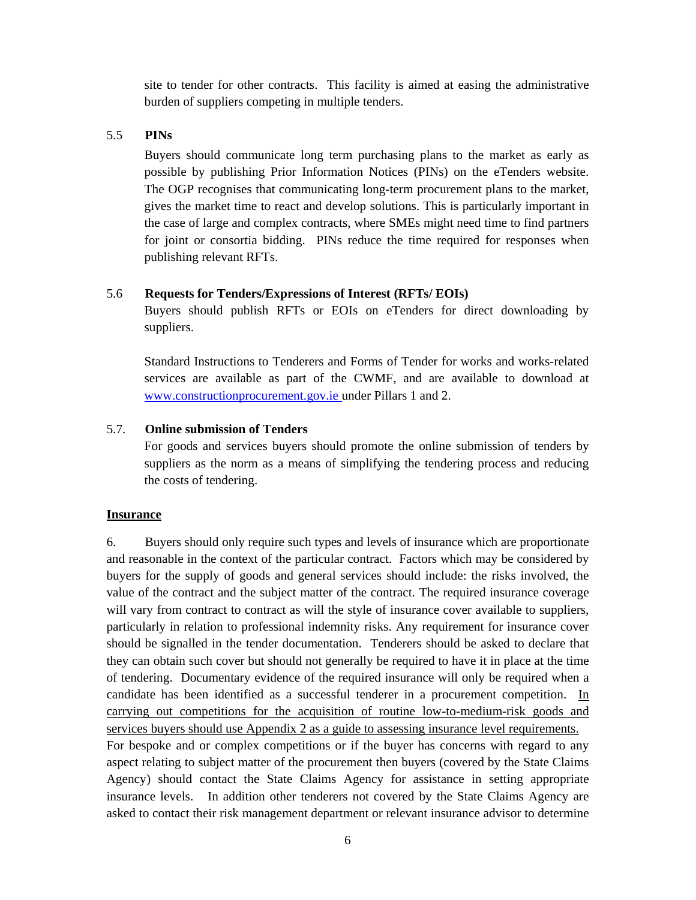site to tender for other contracts. This facility is aimed at easing the administrative burden of suppliers competing in multiple tenders.

### 5.5 PINs

Buyers should communicate long term purchasing plans to the market as early as possible by publishing Prior Information Notices (PINs) on the eTenders website. The OGP recognises that communicating long-term procurement plans to the market, gives the market time to react and develop solutions. This is particularly important in the case of large and complex contracts, where SMEs might need time to find partners for joint or consortia bidding. PINs reduce the time required for responses when publishing relevant RFTs.

### 5.6 Requests for Tenders/Expressions of Interest (RFTs/ EOIs)

Buyers should publish RFTs or EOIs on eTenders for direct downloading by suppliers.

Standard Instructions to Tenderers and Forms of Tender for works and works-related services are available as part of the CWMF, and are available to download at www.constructionprocurement.gov.ie under Pillars 1 and 2.

### 5.7. Online submission of Tenders

For goods and services buyers should promote the online submission of tenders by suppliers as the norm as a means of simplifying the tendering process and reducing the costs of tendering.

## Insurance

6. Buyers should only require such types and levels of insurance which are proportionate and reasonable in the context of the particular contract. Factors which may be considered by buyers for the supply of goods and general services should include: the risks involved, the value of the contract and the subject matter of the contract. The required insurance coverage will vary from contract to contract as will the style of insurance cover available to suppliers, particularly in relation to professional indemnity risks. Any requirement for insurance cover should be signalled in the tender documentation. Tenderers should be asked to declare that they can obtain such cover but should not generally be required to have it in place at the time of tendering. Documentary evidence of the required insurance will only be required when a candidate has been identified as a successful tenderer in a procurement competition. <u>In carrying out competitions for the acquisition of routine low-to-medium-risk goods and services buyers should use Appendix 2 as a guide to assessing insurance level requirements.</u> For bespoke and or complex competitions or if the buyer has concerns with regard to any aspect relating to subject matter of the procurement then buyers (covered by the State Claims Agency) should contact the State Claims Agency for assistance in setting appropriate insurance levels. In addition other tenderers not covered by the State Claims Agency are asked to contact their risk management department or relevant insurance advisor to determine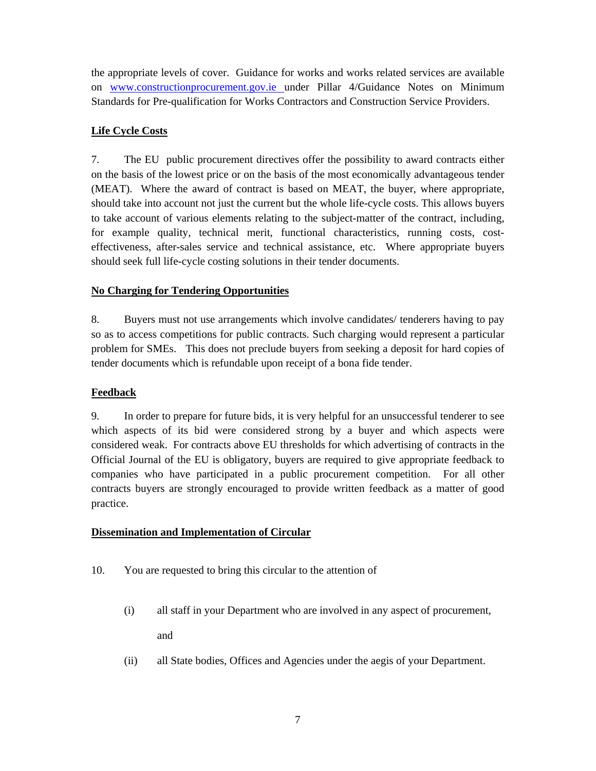the appropriate levels of cover. Guidance for works and works related services are available on www.constructionprocurement.gov.ie under Pillar 4/Guidance Notes on Minimum Standards for Pre-qualification for Works Contractors and Construction Service Providers.

**Life Cycle Costs**

7. The EU public procurement directives offer the possibility to award contracts either on the basis of the lowest price or on the basis of the most economically advantageous tender (MEAT). Where the award of contract is based on MEAT, the buyer, where appropriate, should take into account not just the current but the whole life-cycle costs. This allows buyers to take account of various elements relating to the subject-matter of the contract, including, for example quality, technical merit, functional characteristics, running costs, cost-effectiveness, after-sales service and technical assistance, etc. Where appropriate buyers should seek full life-cycle costing solutions in their tender documents.

**No Charging for Tendering Opportunities**

8. Buyers must not use arrangements which involve candidates/ tenderers having to pay so as to access competitions for public contracts. Such charging would represent a particular problem for SMEs. This does not preclude buyers from seeking a deposit for hard copies of tender documents which is refundable upon receipt of a bona fide tender.

**Feedback**

9. In order to prepare for future bids, it is very helpful for an unsuccessful tenderer to see which aspects of its bid were considered strong by a buyer and which aspects were considered weak. For contracts above EU thresholds for which advertising of contracts in the Official Journal of the EU is obligatory, buyers are required to give appropriate feedback to companies who have participated in a public procurement competition. For all other contracts buyers are strongly encouraged to provide written feedback as a matter of good practice.

**Dissemination and Implementation of Circular**

10. You are requested to bring this circular to the attention of

(i) all staff in your Department who are involved in any aspect of procurement, and

(ii) all State bodies, Offices and Agencies under the aegis of your Department.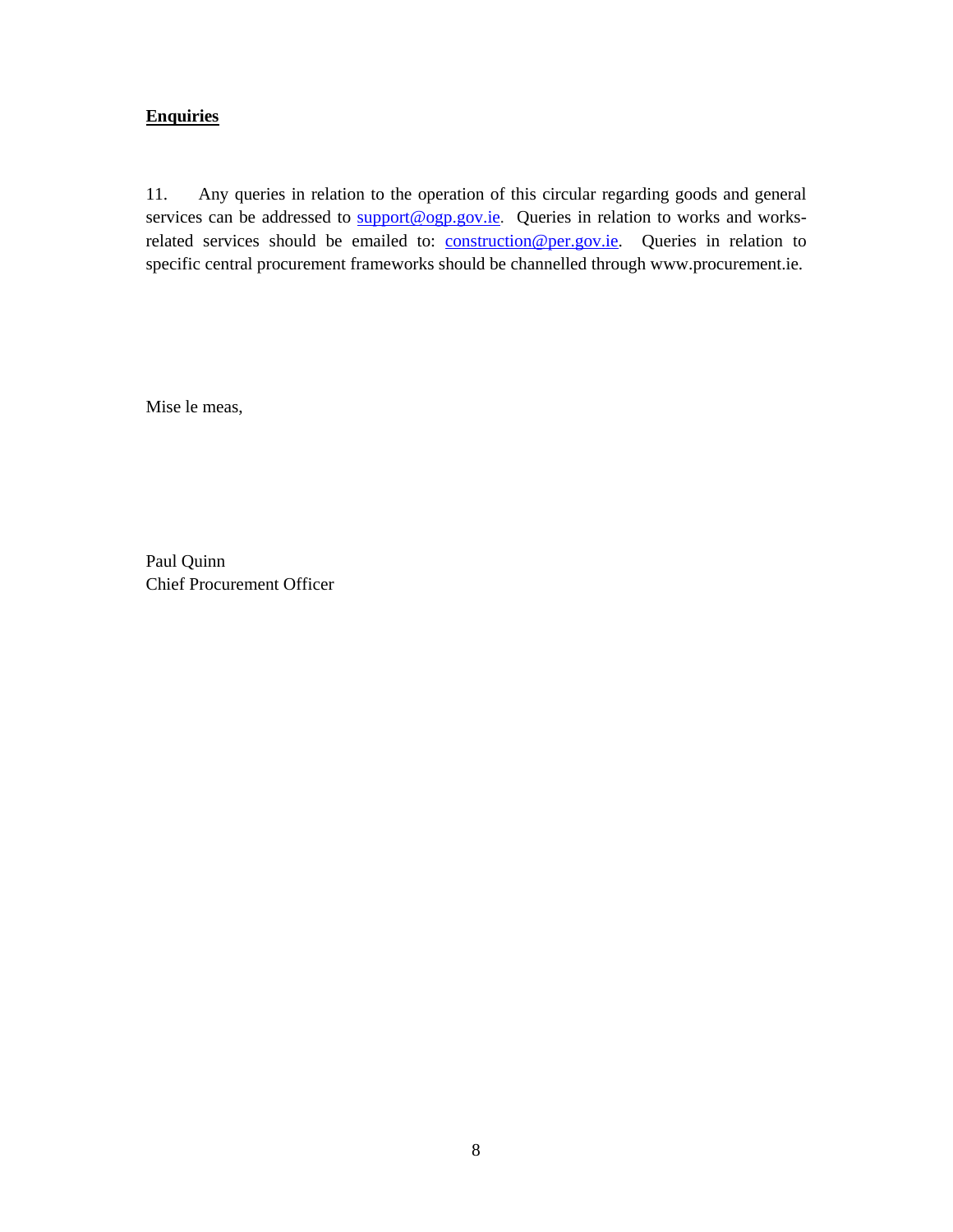**Enquiries**

11. Any queries in relation to the operation of this circular regarding goods and general services can be addressed to support@ogp.gov.ie. Queries in relation to works and works-related services should be emailed to: construction@per.gov.ie. Queries in relation to specific central procurement frameworks should be channelled through www.procurement.ie.

Mise le meas,

Paul Quinn
Chief Procurement Officer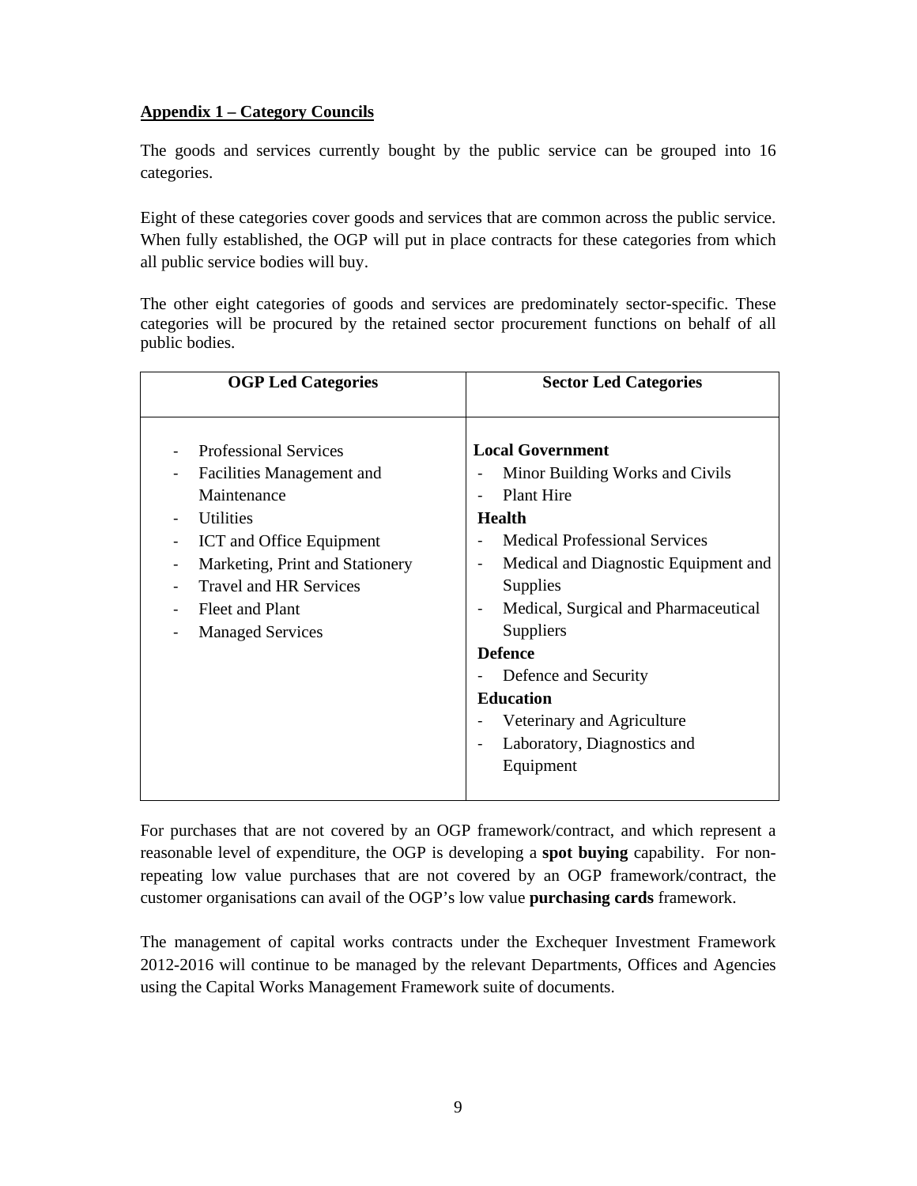**Appendix 1 – Category Councils**

The goods and services currently bought by the public service can be grouped into 16 categories.

Eight of these categories cover goods and services that are common across the public service. When fully established, the OGP will put in place contracts for these categories from which all public service bodies will buy.

The other eight categories of goods and services are predominately sector-specific. These categories will be procured by the retained sector procurement functions on behalf of all public bodies.

| OGP Led Categories | Sector Led Categories |
|---|---|
| - Professional Services<br>- Facilities Management and Maintenance<br>- Utilities<br>- ICT and Office Equipment<br>- Marketing, Print and Stationery<br>- Travel and HR Services<br>- Fleet and Plant<br>- Managed Services | **Local Government**<br>- Minor Building Works and Civils<br>- Plant Hire<br>**Health**<br>- Medical Professional Services<br>- Medical and Diagnostic Equipment and Supplies<br>- Medical, Surgical and Pharmaceutical Suppliers<br>**Defence**<br>- Defence and Security<br>**Education**<br>- Veterinary and Agriculture<br>- Laboratory, Diagnostics and Equipment |

For purchases that are not covered by an OGP framework/contract, and which represent a reasonable level of expenditure, the OGP is developing a **spot buying** capability. For non-repeating low value purchases that are not covered by an OGP framework/contract, the customer organisations can avail of the OGP's low value **purchasing cards** framework.

The management of capital works contracts under the Exchequer Investment Framework 2012-2016 will continue to be managed by the relevant Departments, Offices and Agencies using the Capital Works Management Framework suite of documents.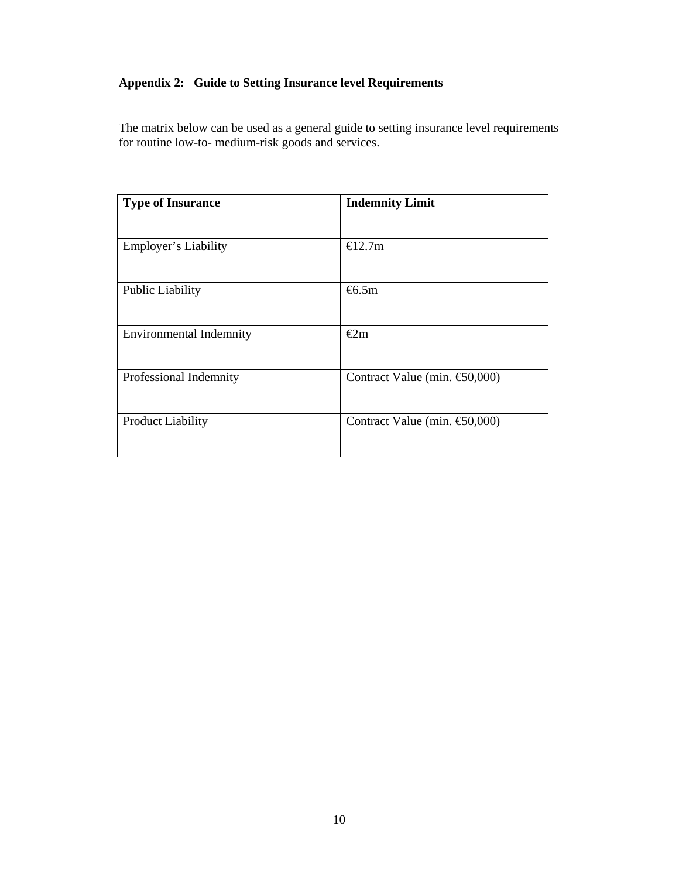## Appendix 2: Guide to Setting Insurance level Requirements

The matrix below can be used as a general guide to setting insurance level requirements for routine low-to- medium-risk goods and services.

| **Type of Insurance** | **Indemnity Limit** |
| --- | --- |
| Employer's Liability | €12.7m |
| Public Liability | €6.5m |
| Environmental Indemnity | €2m |
| Professional Indemnity | Contract Value (min. €50,000) |
| Product Liability | Contract Value (min. €50,000) |